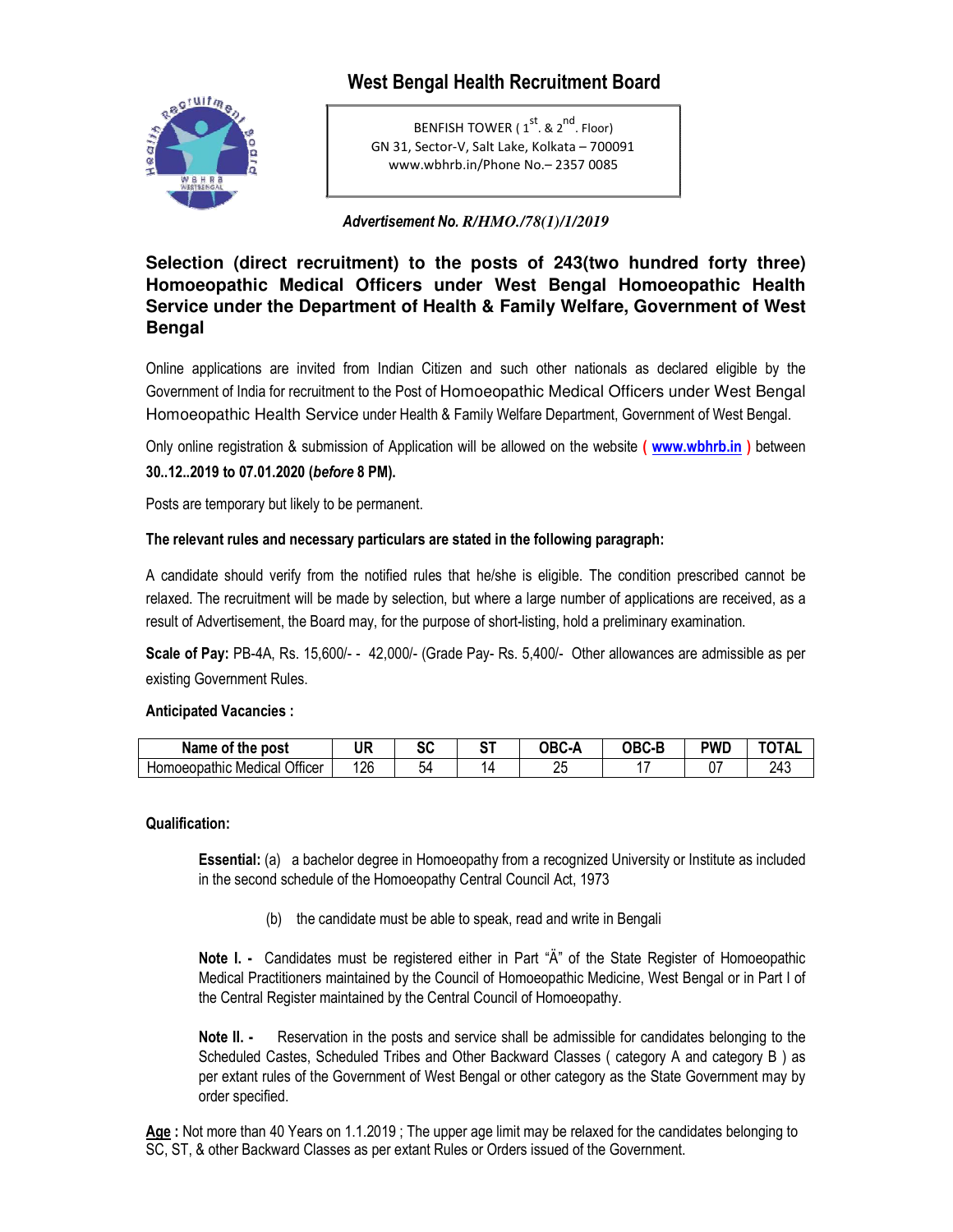# West Bengal Health Recruitment Board

BENFISH TOWER ( 1st. & 2nd. Floor)
GN 31, Sector-V, Salt Lake, Kolkata – 700091
www.wbhrb.in/Phone No.– 2357 0085

***Advertisement No. R/HMO./78(1)/1/2019***

## Selection (direct recruitment) to the posts of 243(two hundred forty three) Homoeopathic Medical Officers under West Bengal Homoeopathic Health Service under the Department of Health & Family Welfare, Government of West Bengal

Online applications are invited from Indian Citizen and such other nationals as declared eligible by the Government of India for recruitment to the Post of Homoeopathic Medical Officers under West Bengal Homoeopathic Health Service under Health & Family Welfare Department, Government of West Bengal.

Only online registration & submission of Application will be allowed on the website **( www.wbhrb.in )** between **30..12..2019 to 07.01.2020 (*before* 8 PM).**

Posts are temporary but likely to be permanent.

**The relevant rules and necessary particulars are stated in the following paragraph:**

A candidate should verify from the notified rules that he/she is eligible. The condition prescribed cannot be relaxed. The recruitment will be made by selection, but where a large number of applications are received, as a result of Advertisement, the Board may, for the purpose of short-listing, hold a preliminary examination.

**Scale of Pay:** PB-4A, Rs. 15,600/- - 42,000/- (Grade Pay- Rs. 5,400/- Other allowances are admissible as per existing Government Rules.

**Anticipated Vacancies :**

| Name of the post | UR | SC | ST | OBC-A | OBC-B | PWD | TOTAL |
|---|---|---|---|---|---|---|---|
| Homoeopathic Medical Officer | 126 | 54 | 14 | 25 | 17 | 07 | 243 |

**Qualification:**

**Essential:** (a) a bachelor degree in Homoeopathy from a recognized University or Institute as included in the second schedule of the Homoeopathy Central Council Act, 1973

(b) the candidate must be able to speak, read and write in Bengali

**Note I. -** Candidates must be registered either in Part "Ä" of the State Register of Homoeopathic Medical Practitioners maintained by the Council of Homoeopathic Medicine, West Bengal or in Part I of the Central Register maintained by the Central Council of Homoeopathy.

**Note II. -** Reservation in the posts and service shall be admissible for candidates belonging to the Scheduled Castes, Scheduled Tribes and Other Backward Classes ( category A and category B ) as per extant rules of the Government of West Bengal or other category as the State Government may by order specified.

**Age :** Not more than 40 Years on 1.1.2019 ; The upper age limit may be relaxed for the candidates belonging to SC, ST, & other Backward Classes as per extant Rules or Orders issued of the Government.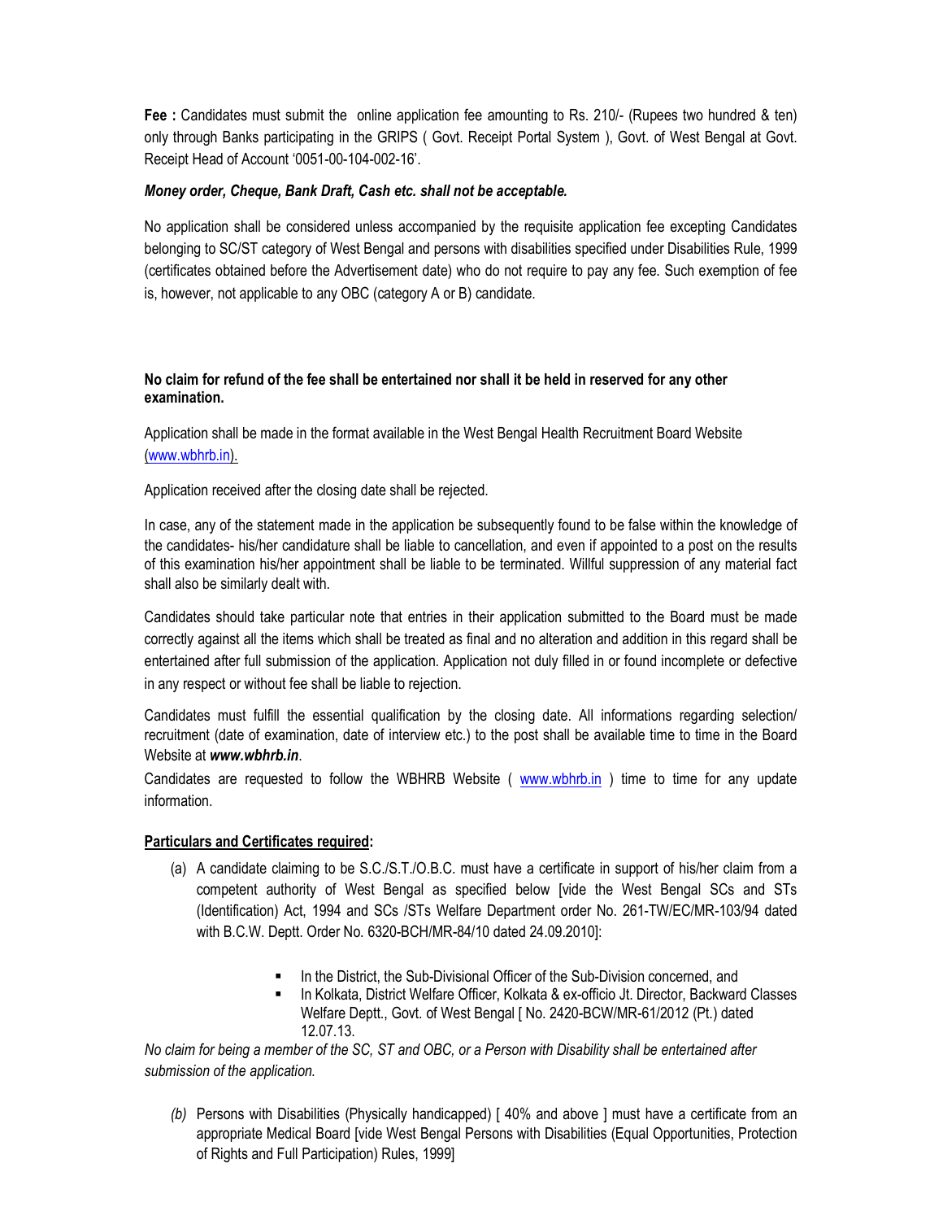**Fee :** Candidates must submit the online application fee amounting to Rs. 210/- (Rupees two hundred & ten) only through Banks participating in the GRIPS ( Govt. Receipt Portal System ), Govt. of West Bengal at Govt. Receipt Head of Account '0051-00-104-002-16'.

***Money order, Cheque, Bank Draft, Cash etc. shall not be acceptable.***

No application shall be considered unless accompanied by the requisite application fee excepting Candidates belonging to SC/ST category of West Bengal and persons with disabilities specified under Disabilities Rule, 1999 (certificates obtained before the Advertisement date) who do not require to pay any fee. Such exemption of fee is, however, not applicable to any OBC (category A or B) candidate.

**No claim for refund of the fee shall be entertained nor shall it be held in reserved for any other examination.**

Application shall be made in the format available in the West Bengal Health Recruitment Board Website (www.wbhrb.in).

Application received after the closing date shall be rejected.

In case, any of the statement made in the application be subsequently found to be false within the knowledge of the candidates- his/her candidature shall be liable to cancellation, and even if appointed to a post on the results of this examination his/her appointment shall be liable to be terminated. Willful suppression of any material fact shall also be similarly dealt with.

Candidates should take particular note that entries in their application submitted to the Board must be made correctly against all the items which shall be treated as final and no alteration and addition in this regard shall be entertained after full submission of the application. Application not duly filled in or found incomplete or defective in any respect or without fee shall be liable to rejection.

Candidates must fulfill the essential qualification by the closing date. All informations regarding selection/ recruitment (date of examination, date of interview etc.) to the post shall be available time to time in the Board Website at ***www.wbhrb.in***.

Candidates are requested to follow the WBHRB Website ( www.wbhrb.in ) time to time for any update information.

**Particulars and Certificates required:**

(a) A candidate claiming to be S.C./S.T./O.B.C. must have a certificate in support of his/her claim from a competent authority of West Bengal as specified below [vide the West Bengal SCs and STs (Identification) Act, 1994 and SCs /STs Welfare Department order No. 261-TW/EC/MR-103/94 dated with B.C.W. Deptt. Order No. 6320-BCH/MR-84/10 dated 24.09.2010]:

- In the District, the Sub-Divisional Officer of the Sub-Division concerned, and
- In Kolkata, District Welfare Officer, Kolkata & ex-officio Jt. Director, Backward Classes Welfare Deptt., Govt. of West Bengal [ No. 2420-BCW/MR-61/2012 (Pt.) dated 12.07.13.

*No claim for being a member of the SC, ST and OBC, or a Person with Disability shall be entertained after submission of the application.*

*(b)* Persons with Disabilities (Physically handicapped) [ 40% and above ] must have a certificate from an appropriate Medical Board [vide West Bengal Persons with Disabilities (Equal Opportunities, Protection of Rights and Full Participation) Rules, 1999]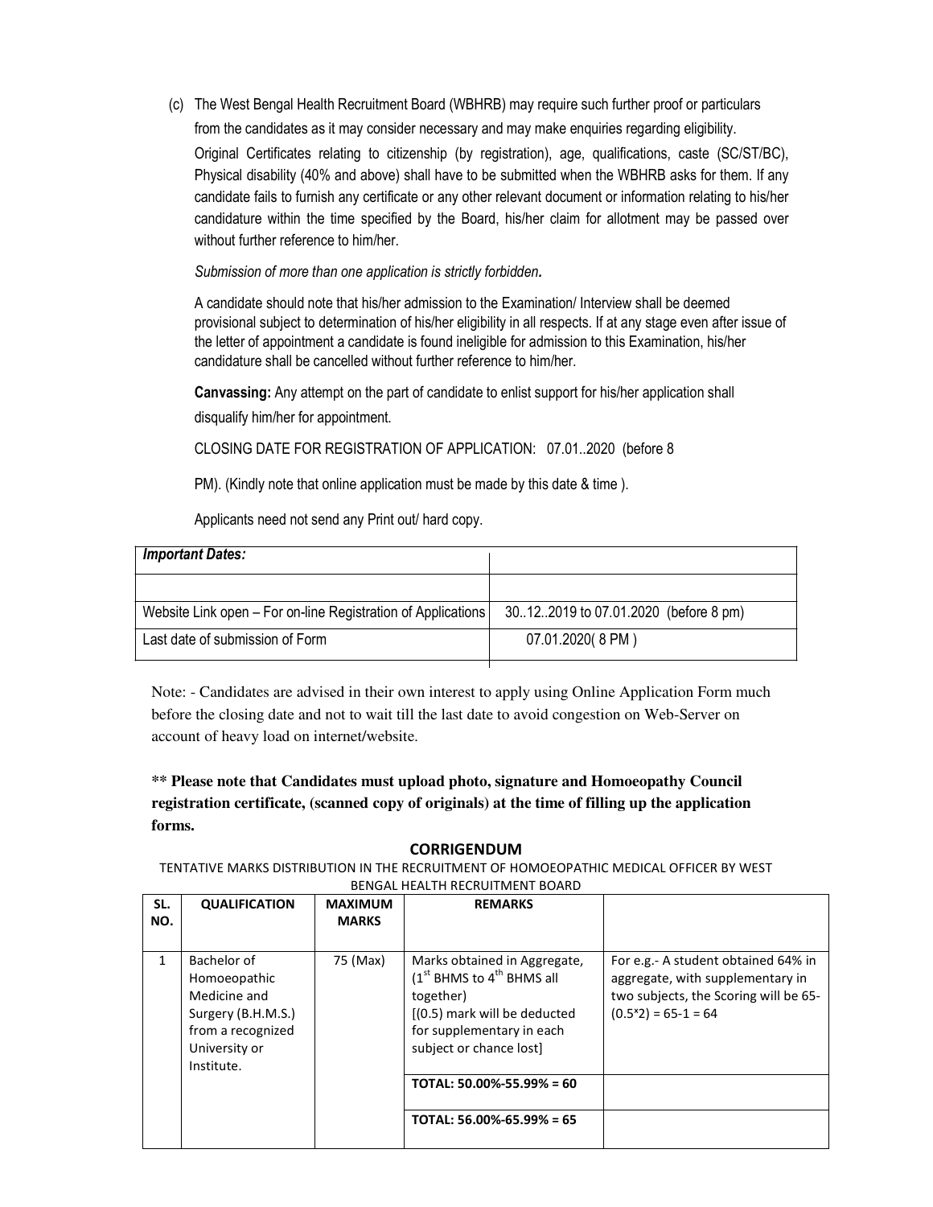(c) The West Bengal Health Recruitment Board (WBHRB) may require such further proof or particulars from the candidates as it may consider necessary and may make enquiries regarding eligibility.

Original Certificates relating to citizenship (by registration), age, qualifications, caste (SC/ST/BC), Physical disability (40% and above) shall have to be submitted when the WBHRB asks for them. If any candidate fails to furnish any certificate or any other relevant document or information relating to his/her candidature within the time specified by the Board, his/her claim for allotment may be passed over without further reference to him/her.

*Submission of more than one application is strictly forbidden.*

A candidate should note that his/her admission to the Examination/ Interview shall be deemed provisional subject to determination of his/her eligibility in all respects. If at any stage even after issue of the letter of appointment a candidate is found ineligible for admission to this Examination, his/her candidature shall be cancelled without further reference to him/her.

**Canvassing:** Any attempt on the part of candidate to enlist support for his/her application shall disqualify him/her for appointment.

CLOSING DATE FOR REGISTRATION OF APPLICATION: 07.01..2020 (before 8 PM). (Kindly note that online application must be made by this date & time ).

Applicants need not send any Print out/ hard copy.

| *Important Dates:* | |
|---|---|
| | |
| Website Link open – For on-line Registration of Applications | 30..12..2019 to 07.01.2020 (before 8 pm) |
| Last date of submission of Form | 07.01.2020( 8 PM ) |

Note: - Candidates are advised in their own interest to apply using Online Application Form much before the closing date and not to wait till the last date to avoid congestion on Web-Server on account of heavy load on internet/website.

**\*\* Please note that Candidates must upload photo, signature and Homoeopathy Council registration certificate, (scanned copy of originals) at the time of filling up the application forms.**

## CORRIGENDUM

TENTATIVE MARKS DISTRIBUTION IN THE RECRUITMENT OF HOMOEOPATHIC MEDICAL OFFICER BY WEST BENGAL HEALTH RECRUITMENT BOARD

| SL. NO. | QUALIFICATION | MAXIMUM MARKS | REMARKS | |
|---|---|---|---|---|
| 1 | Bachelor of Homoeopathic Medicine and Surgery (B.H.M.S.) from a recognized University or Institute. | 75 (Max) | Marks obtained in Aggregate, (1st BHMS to 4th BHMS all together) [(0.5) mark will be deducted for supplementary in each subject or chance lost] | For e.g.- A student obtained 64% in aggregate, with supplementary in two subjects, the Scoring will be 65-(0.5*2) = 65-1 = 64 |
| | | | **TOTAL: 50.00%-55.99% = 60** | |
| | | | **TOTAL: 56.00%-65.99% = 65** | |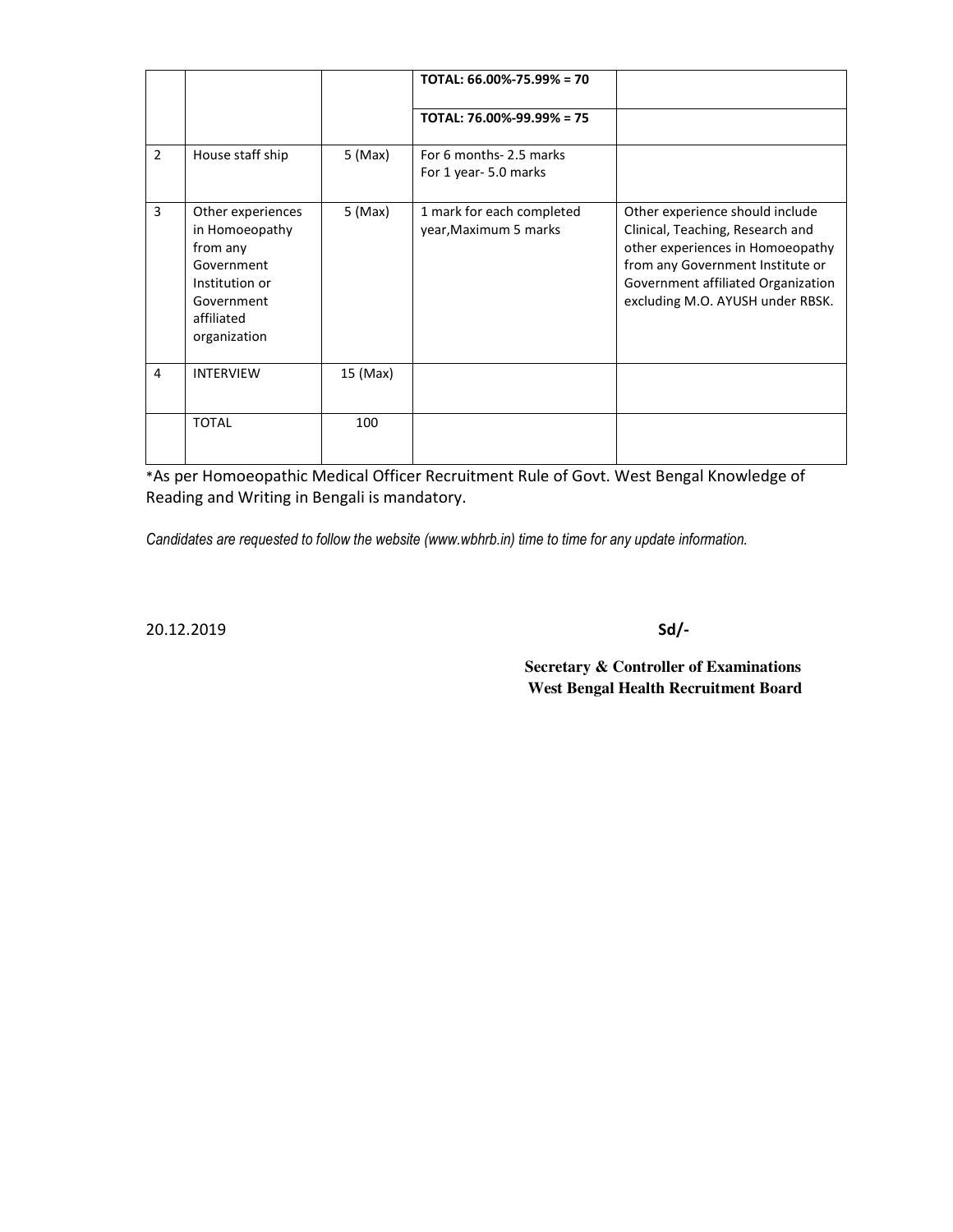| | | | | |
|---|---|---|---|---|
| | | | **TOTAL: 66.00%-75.99% = 70** | |
| | | | **TOTAL: 76.00%-99.99% = 75** | |
| 2 | House staff ship | 5 (Max) | For 6 months- 2.5 marks<br>For 1 year- 5.0 marks | |
| 3 | Other experiences in Homoeopathy from any Government Institution or Government affiliated organization | 5 (Max) | 1 mark for each completed year,Maximum 5 marks | Other experience should include Clinical, Teaching, Research and other experiences in Homoeopathy from any Government Institute or Government affiliated Organization excluding M.O. AYUSH under RBSK. |
| 4 | INTERVIEW | 15 (Max) | | |
| | TOTAL | 100 | | |

*As per Homoeopathic Medical Officer Recruitment Rule of Govt. West Bengal Knowledge of Reading and Writing in Bengali is mandatory.

*Candidates are requested to follow the website (www.wbhrb.in) time to time for any update information.*

20.12.2019

**Sd/-**

**Secretary & Controller of Examinations**
**West Bengal Health Recruitment Board**